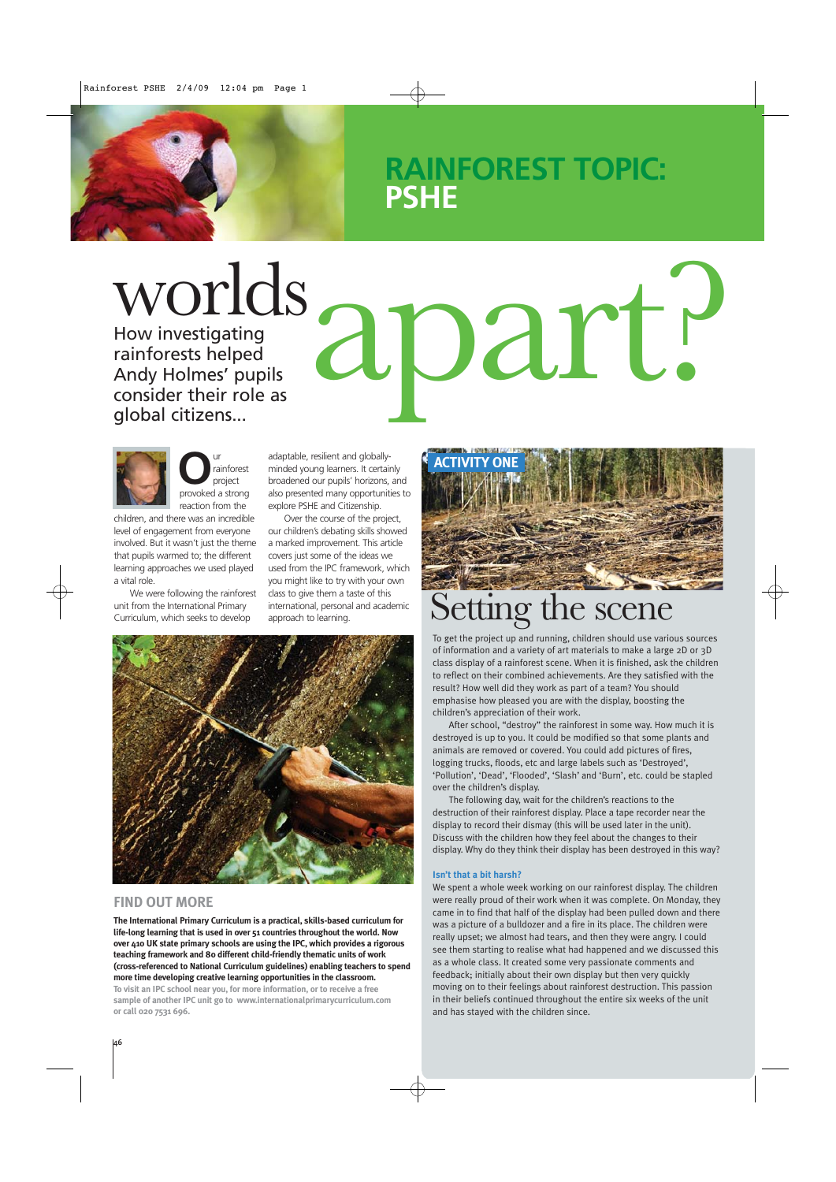# RAINFOREST TOPIC: PSHE

# worlds apart?

How investigating rainforests helped Andy Holmes' pupils consider their role as global citizens...

Our rainforest project provoked a strong reaction from the children, and there was an incredible level of engagement from everyone involved. But it wasn't just the theme that pupils warmed to; the different learning approaches we used played a vital role.

We were following the rainforest unit from the International Primary Curriculum, which seeks to develop adaptable, resilient and globally-minded young learners. It certainly broadened our pupils' horizons, and also presented many opportunities to explore PSHE and Citizenship.

Over the course of the project, our children's debating skills showed a marked improvement. This article covers just some of the ideas we used from the IPC framework, which you might like to try with your own class to give them a taste of this international, personal and academic approach to learning.

## FIND OUT MORE

**The International Primary Curriculum is a practical, skills-based curriculum for life-long learning that is used in over 51 countries throughout the world. Now over 410 UK state primary schools are using the IPC, which provides a rigorous teaching framework and 80 different child-friendly thematic units of work (cross-referenced to National Curriculum guidelines) enabling teachers to spend more time developing creative learning opportunities in the classroom.**

**To visit an IPC school near you, for more information, or to receive a free sample of another IPC unit go to www.internationalprimarycurriculum.com or call 020 7531 696.**

## ACTIVITY ONE

## Setting the scene

To get the project up and running, children should use various sources of information and a variety of art materials to make a large 2D or 3D class display of a rainforest scene. When it is finished, ask the children to reflect on their combined achievements. Are they satisfied with the result? How well did they work as part of a team? You should emphasise how pleased you are with the display, boosting the children's appreciation of their work.

After school, "destroy" the rainforest in some way. How much it is destroyed is up to you. It could be modified so that some plants and animals are removed or covered. You could add pictures of fires, logging trucks, floods, etc and large labels such as 'Destroyed', 'Pollution', 'Dead', 'Flooded', 'Slash' and 'Burn', etc. could be stapled over the children's display.

The following day, wait for the children's reactions to the destruction of their rainforest display. Place a tape recorder near the display to record their dismay (this will be used later in the unit). Discuss with the children how they feel about the changes to their display. Why do they think their display has been destroyed in this way?

### Isn't that a bit harsh?

We spent a whole week working on our rainforest display. The children were really proud of their work when it was complete. On Monday, they came in to find that half of the display had been pulled down and there was a picture of a bulldozer and a fire in its place. The children were really upset; we almost had tears, and then they were angry. I could see them starting to realise what had happened and we discussed this as a whole class. It created some very passionate comments and feedback; initially about their own display but then very quickly moving on to their feelings about rainforest destruction. This passion in their beliefs continued throughout the entire six weeks of the unit and has stayed with the children since.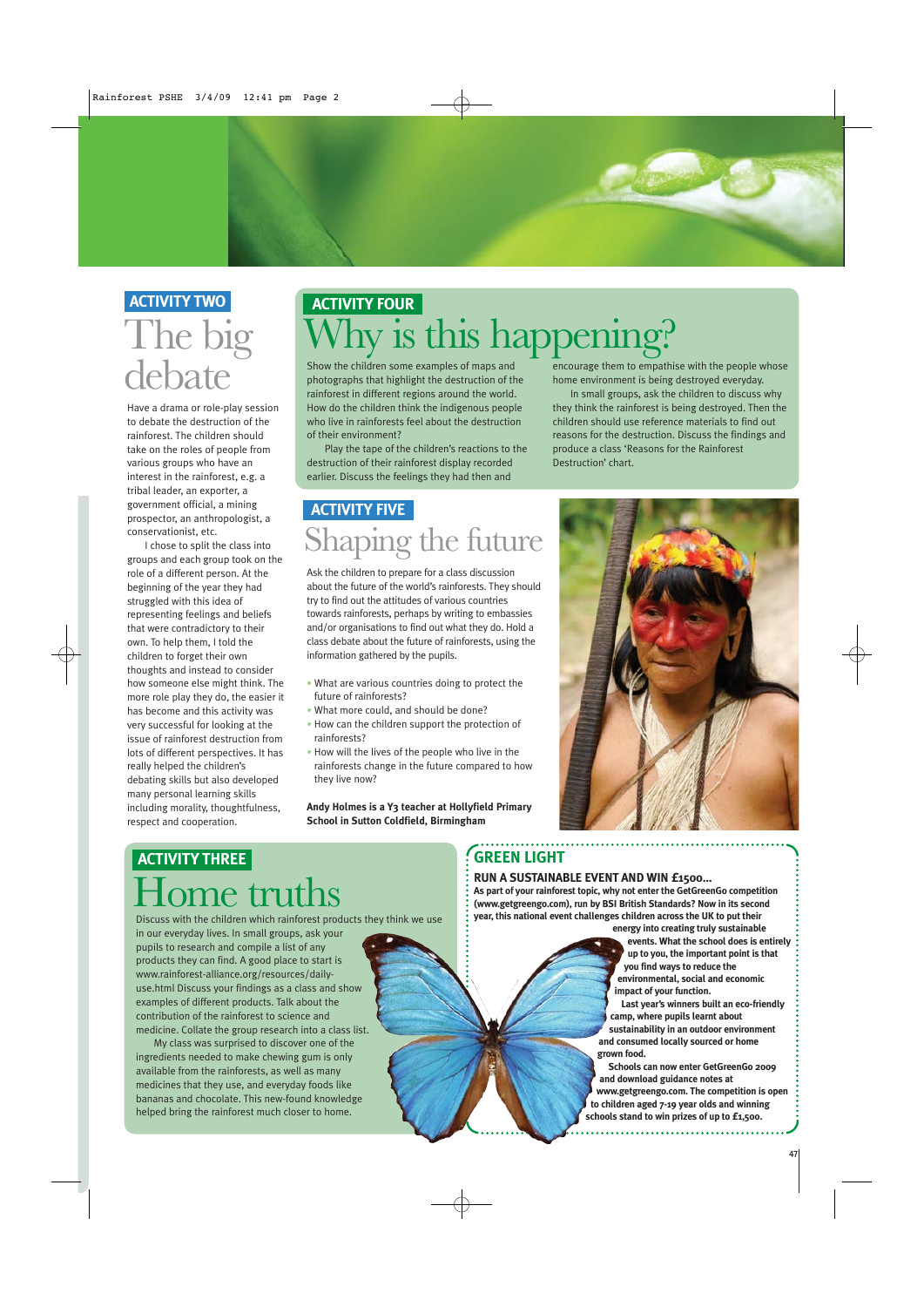## ACTIVITY TWO

# The big debate

Have a drama or role-play session to debate the destruction of the rainforest. The children should take on the roles of people from various groups who have an interest in the rainforest, e.g. a tribal leader, an exporter, a government official, a mining prospector, an anthropologist, a conservationist, etc.

I chose to split the class into groups and each group took on the role of a different person. At the beginning of the year they had struggled with this idea of representing feelings and beliefs that were contradictory to their own. To help them, I told the children to forget their own thoughts and instead to consider how someone else might think. The more role play they do, the easier it has become and this activity was very successful for looking at the issue of rainforest destruction from lots of different perspectives. It has really helped the children's debating skills but also developed many personal learning skills including morality, thoughtfulness, respect and cooperation.

## ACTIVITY FOUR

# Why is this happening?

Show the children some examples of maps and photographs that highlight the destruction of the rainforest in different regions around the world. How do the children think the indigenous people who live in rainforests feel about the destruction of their environment?

Play the tape of the children's reactions to the destruction of their rainforest display recorded earlier. Discuss the feelings they had then and encourage them to empathise with the people whose home environment is being destroyed everyday.

In small groups, ask the children to discuss why they think the rainforest is being destroyed. Then the children should use reference materials to find out reasons for the destruction. Discuss the findings and produce a class 'Reasons for the Rainforest Destruction' chart.

## ACTIVITY FIVE

# Shaping the future

Ask the children to prepare for a class discussion about the future of the world's rainforests. They should try to find out the attitudes of various countries towards rainforests, perhaps by writing to embassies and/or organisations to find out what they do. Hold a class debate about the future of rainforests, using the information gathered by the pupils.

- What are various countries doing to protect the future of rainforests?
- What more could, and should be done?
- How can the children support the protection of rainforests?
- How will the lives of the people who live in the rainforests change in the future compared to how they live now?

**Andy Holmes is a Y3 teacher at Hollyfield Primary School in Sutton Coldfield, Birmingham**

## ACTIVITY THREE

# Home truths

Discuss with the children which rainforest products they think we use in our everyday lives. In small groups, ask your pupils to research and compile a list of any products they can find. A good place to start is www.rainforest-alliance.org/resources/daily-use.html Discuss your findings as a class and show examples of different products. Talk about the contribution of the rainforest to science and medicine. Collate the group research into a class list.

My class was surprised to discover one of the ingredients needed to make chewing gum is only available from the rainforests, as well as many medicines that they use, and everyday foods like bananas and chocolate. This new-found knowledge helped bring the rainforest much closer to home.

## GREEN LIGHT

**RUN A SUSTAINABLE EVENT AND WIN £1500...**

**As part of your rainforest topic, why not enter the GetGreenGo competition (www.getgreengo.com), run by BSI British Standards? Now in its second year, this national event challenges children across the UK to put their energy into creating truly sustainable events. What the school does is entirely up to you, the important point is that you find ways to reduce the environmental, social and economic impact of your function.**

**Last year's winners built an eco-friendly camp, where pupils learnt about sustainability in an outdoor environment and consumed locally sourced or home grown food.**

**Schools can now enter GetGreenGo 2009 and download guidance notes at www.getgreengo.com. The competition is open to children aged 7-19 year olds and winning schools stand to win prizes of up to £1,500.**